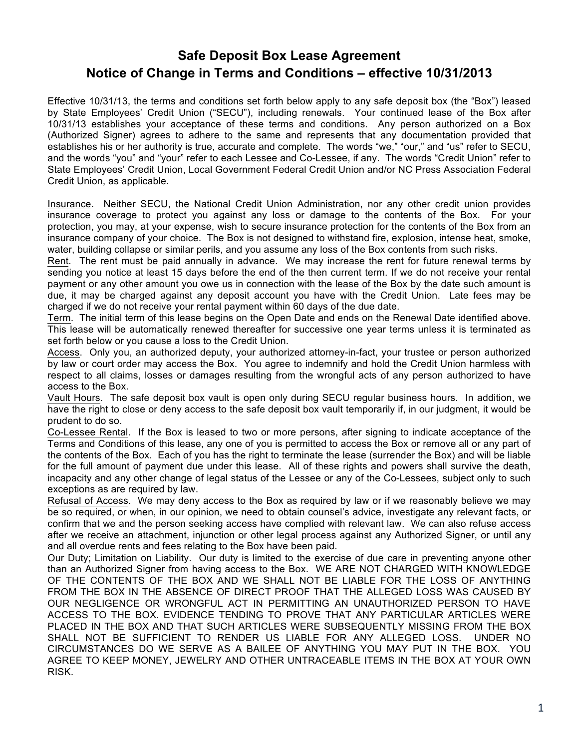# Safe Deposit Box Lease Agreement
## Notice of Change in Terms and Conditions – effective 10/31/2013

Effective 10/31/13, the terms and conditions set forth below apply to any safe deposit box (the "Box") leased by State Employees' Credit Union ("SECU"), including renewals. Your continued lease of the Box after 10/31/13 establishes your acceptance of these terms and conditions. Any person authorized on a Box (Authorized Signer) agrees to adhere to the same and represents that any documentation provided that establishes his or her authority is true, accurate and complete. The words "we," "our," and "us" refer to SECU, and the words "you" and "your" refer to each Lessee and Co-Lessee, if any. The words "Credit Union" refer to State Employees' Credit Union, Local Government Federal Credit Union and/or NC Press Association Federal Credit Union, as applicable.

Insurance. Neither SECU, the National Credit Union Administration, nor any other credit union provides insurance coverage to protect you against any loss or damage to the contents of the Box. For your protection, you may, at your expense, wish to secure insurance protection for the contents of the Box from an insurance company of your choice. The Box is not designed to withstand fire, explosion, intense heat, smoke, water, building collapse or similar perils, and you assume any loss of the Box contents from such risks.

Rent. The rent must be paid annually in advance. We may increase the rent for future renewal terms by sending you notice at least 15 days before the end of the then current term. If we do not receive your rental payment or any other amount you owe us in connection with the lease of the Box by the date such amount is due, it may be charged against any deposit account you have with the Credit Union. Late fees may be charged if we do not receive your rental payment within 60 days of the due date.

Term. The initial term of this lease begins on the Open Date and ends on the Renewal Date identified above. This lease will be automatically renewed thereafter for successive one year terms unless it is terminated as set forth below or you cause a loss to the Credit Union.

Access. Only you, an authorized deputy, your authorized attorney-in-fact, your trustee or person authorized by law or court order may access the Box. You agree to indemnify and hold the Credit Union harmless with respect to all claims, losses or damages resulting from the wrongful acts of any person authorized to have access to the Box.

Vault Hours. The safe deposit box vault is open only during SECU regular business hours. In addition, we have the right to close or deny access to the safe deposit box vault temporarily if, in our judgment, it would be prudent to do so.

Co-Lessee Rental. If the Box is leased to two or more persons, after signing to indicate acceptance of the Terms and Conditions of this lease, any one of you is permitted to access the Box or remove all or any part of the contents of the Box. Each of you has the right to terminate the lease (surrender the Box) and will be liable for the full amount of payment due under this lease. All of these rights and powers shall survive the death, incapacity and any other change of legal status of the Lessee or any of the Co-Lessees, subject only to such exceptions as are required by law.

Refusal of Access. We may deny access to the Box as required by law or if we reasonably believe we may be so required, or when, in our opinion, we need to obtain counsel's advice, investigate any relevant facts, or confirm that we and the person seeking access have complied with relevant law. We can also refuse access after we receive an attachment, injunction or other legal process against any Authorized Signer, or until any and all overdue rents and fees relating to the Box have been paid.

Our Duty; Limitation on Liability. Our duty is limited to the exercise of due care in preventing anyone other than an Authorized Signer from having access to the Box. WE ARE NOT CHARGED WITH KNOWLEDGE OF THE CONTENTS OF THE BOX AND WE SHALL NOT BE LIABLE FOR THE LOSS OF ANYTHING FROM THE BOX IN THE ABSENCE OF DIRECT PROOF THAT THE ALLEGED LOSS WAS CAUSED BY OUR NEGLIGENCE OR WRONGFUL ACT IN PERMITTING AN UNAUTHORIZED PERSON TO HAVE ACCESS TO THE BOX. EVIDENCE TENDING TO PROVE THAT ANY PARTICULAR ARTICLES WERE PLACED IN THE BOX AND THAT SUCH ARTICLES WERE SUBSEQUENTLY MISSING FROM THE BOX SHALL NOT BE SUFFICIENT TO RENDER US LIABLE FOR ANY ALLEGED LOSS. UNDER NO CIRCUMSTANCES DO WE SERVE AS A BAILEE OF ANYTHING YOU MAY PUT IN THE BOX. YOU AGREE TO KEEP MONEY, JEWELRY AND OTHER UNTRACEABLE ITEMS IN THE BOX AT YOUR OWN RISK.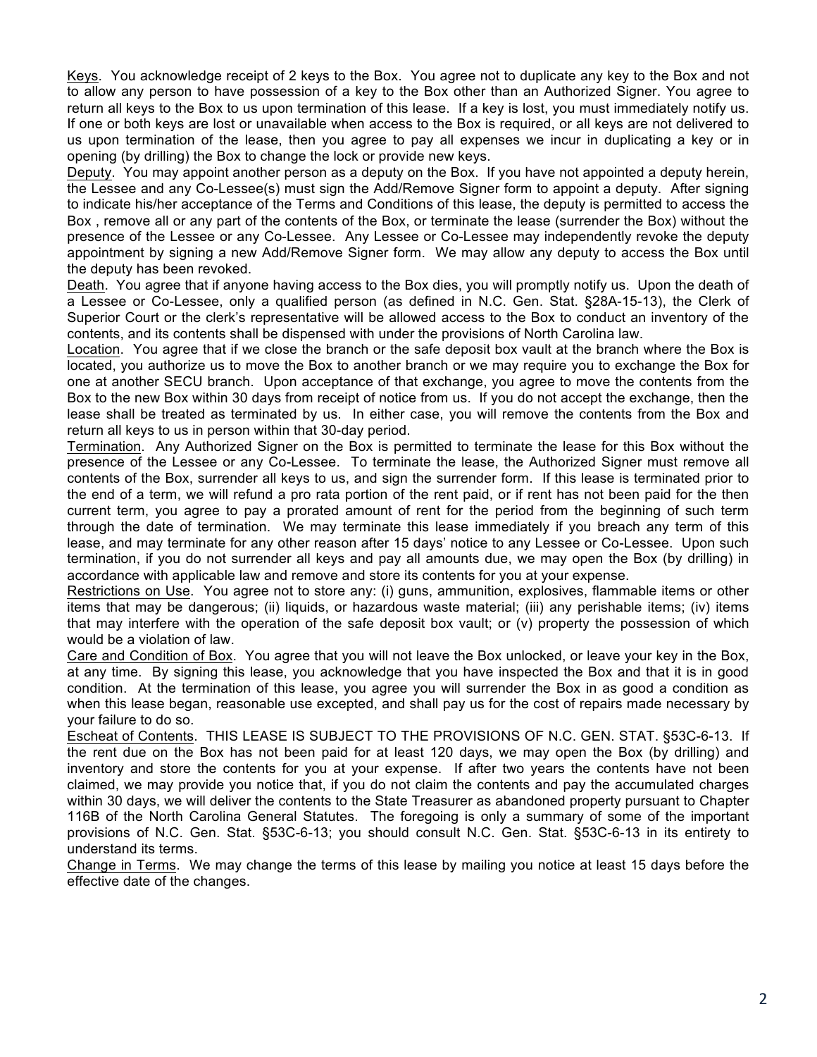Keys. You acknowledge receipt of 2 keys to the Box. You agree not to duplicate any key to the Box and not to allow any person to have possession of a key to the Box other than an Authorized Signer. You agree to return all keys to the Box to us upon termination of this lease. If a key is lost, you must immediately notify us. If one or both keys are lost or unavailable when access to the Box is required, or all keys are not delivered to us upon termination of the lease, then you agree to pay all expenses we incur in duplicating a key or in opening (by drilling) the Box to change the lock or provide new keys.

Deputy. You may appoint another person as a deputy on the Box. If you have not appointed a deputy herein, the Lessee and any Co-Lessee(s) must sign the Add/Remove Signer form to appoint a deputy. After signing to indicate his/her acceptance of the Terms and Conditions of this lease, the deputy is permitted to access the Box , remove all or any part of the contents of the Box, or terminate the lease (surrender the Box) without the presence of the Lessee or any Co-Lessee. Any Lessee or Co-Lessee may independently revoke the deputy appointment by signing a new Add/Remove Signer form. We may allow any deputy to access the Box until the deputy has been revoked.

Death. You agree that if anyone having access to the Box dies, you will promptly notify us. Upon the death of a Lessee or Co-Lessee, only a qualified person (as defined in N.C. Gen. Stat. §28A-15-13), the Clerk of Superior Court or the clerk's representative will be allowed access to the Box to conduct an inventory of the contents, and its contents shall be dispensed with under the provisions of North Carolina law.

Location. You agree that if we close the branch or the safe deposit box vault at the branch where the Box is located, you authorize us to move the Box to another branch or we may require you to exchange the Box for one at another SECU branch. Upon acceptance of that exchange, you agree to move the contents from the Box to the new Box within 30 days from receipt of notice from us. If you do not accept the exchange, then the lease shall be treated as terminated by us. In either case, you will remove the contents from the Box and return all keys to us in person within that 30-day period.

Termination. Any Authorized Signer on the Box is permitted to terminate the lease for this Box without the presence of the Lessee or any Co-Lessee. To terminate the lease, the Authorized Signer must remove all contents of the Box, surrender all keys to us, and sign the surrender form. If this lease is terminated prior to the end of a term, we will refund a pro rata portion of the rent paid, or if rent has not been paid for the then current term, you agree to pay a prorated amount of rent for the period from the beginning of such term through the date of termination. We may terminate this lease immediately if you breach any term of this lease, and may terminate for any other reason after 15 days' notice to any Lessee or Co-Lessee. Upon such termination, if you do not surrender all keys and pay all amounts due, we may open the Box (by drilling) in accordance with applicable law and remove and store its contents for you at your expense.

Restrictions on Use. You agree not to store any: (i) guns, ammunition, explosives, flammable items or other items that may be dangerous; (ii) liquids, or hazardous waste material; (iii) any perishable items; (iv) items that may interfere with the operation of the safe deposit box vault; or (v) property the possession of which would be a violation of law.

Care and Condition of Box. You agree that you will not leave the Box unlocked, or leave your key in the Box, at any time. By signing this lease, you acknowledge that you have inspected the Box and that it is in good condition. At the termination of this lease, you agree you will surrender the Box in as good a condition as when this lease began, reasonable use excepted, and shall pay us for the cost of repairs made necessary by your failure to do so.

Escheat of Contents. THIS LEASE IS SUBJECT TO THE PROVISIONS OF N.C. GEN. STAT. §53C-6-13. If the rent due on the Box has not been paid for at least 120 days, we may open the Box (by drilling) and inventory and store the contents for you at your expense. If after two years the contents have not been claimed, we may provide you notice that, if you do not claim the contents and pay the accumulated charges within 30 days, we will deliver the contents to the State Treasurer as abandoned property pursuant to Chapter 116B of the North Carolina General Statutes. The foregoing is only a summary of some of the important provisions of N.C. Gen. Stat. §53C-6-13; you should consult N.C. Gen. Stat. §53C-6-13 in its entirety to understand its terms.

Change in Terms. We may change the terms of this lease by mailing you notice at least 15 days before the effective date of the changes.